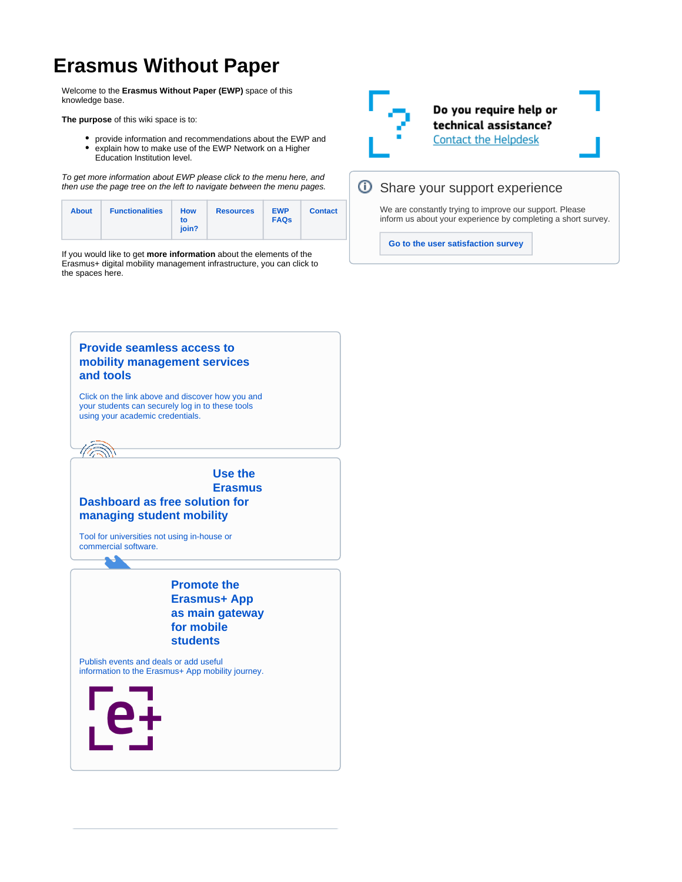# Erasmus Without Paper

Welcome to the **Erasmus Without Paper (EWP)** space of this knowledge base.

**The purpose** of this wiki space is to:

- provide information and recommendations about the EWP and
- explain how to make use of the EWP Network on a Higher Education Institution level.

*To get more information about EWP please click to the menu here, and then use the page tree on the left to navigate between the menu pages.*

| About | Functionalities | How to join? | Resources | EWP FAQs | Contact |
|---|---|---|---|---|---|

If you would like to get **more information** about the elements of the Erasmus+ digital mobility management infrastructure, you can click to the spaces here.

**Do you require help or technical assistance?**
Contact the Helpdesk

## Share your support experience

We are constantly trying to improve our support. Please inform us about your experience by completing a short survey.

**Go to the user satisfaction survey**

### Provide seamless access to mobility management services and tools

Click on the link above and discover how you and your students can securely log in to these tools using your academic credentials.

### Use the Erasmus Dashboard as free solution for managing student mobility

Tool for universities not using in-house or commercial software.

### Promote the Erasmus+ App as main gateway for mobile students

Publish events and deals or add useful information to the Erasmus+ App mobility journey.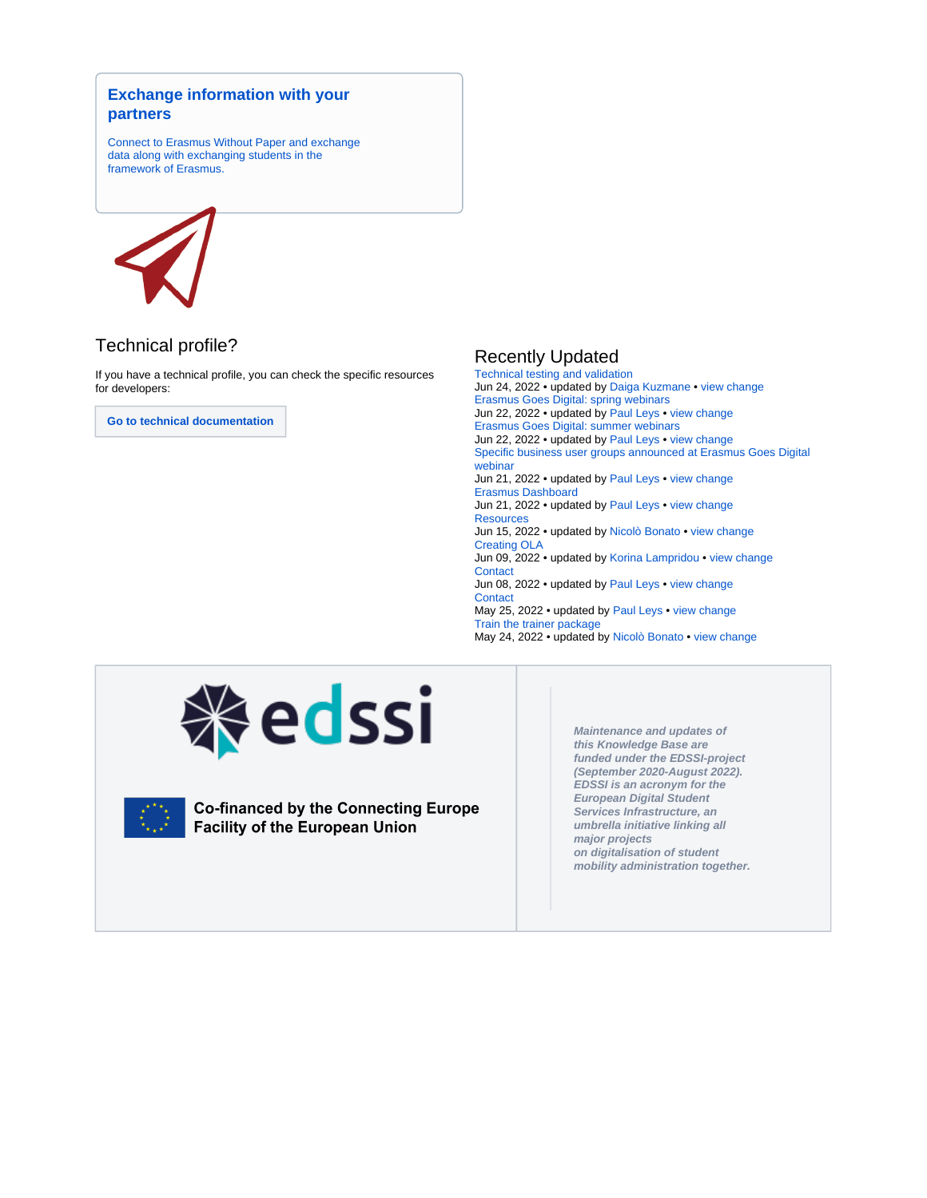### Exchange information with your partners

Connect to Erasmus Without Paper and exchange data along with exchanging students in the framework of Erasmus.

## Technical profile?

If you have a technical profile, you can check the specific resources for developers:

**Go to technical documentation**

## Recently Updated

Technical testing and validation
Jun 24, 2022 • updated by Daiga Kuzmane • view change

Erasmus Goes Digital: spring webinars
Jun 22, 2022 • updated by Paul Leys • view change

Erasmus Goes Digital: summer webinars
Jun 22, 2022 • updated by Paul Leys • view change

Specific business user groups announced at Erasmus Goes Digital webinar
Jun 21, 2022 • updated by Paul Leys • view change

Erasmus Dashboard
Jun 21, 2022 • updated by Paul Leys • view change

Resources
Jun 15, 2022 • updated by Nicolò Bonato • view change

Creating OLA
Jun 09, 2022 • updated by Korina Lampridou • view change

Contact
Jun 08, 2022 • updated by Paul Leys • view change

Contact
May 25, 2022 • updated by Paul Leys • view change

Train the trainer package
May 24, 2022 • updated by Nicolò Bonato • view change

edssi

**Co-financed by the Connecting Europe Facility of the European Union**

***Maintenance and updates of this Knowledge Base are funded under the EDSSI-project (September 2020-August 2022). EDSSI is an acronym for the European Digital Student Services Infrastructure, an umbrella initiative linking all major projects on digitalisation of student mobility administration together.***